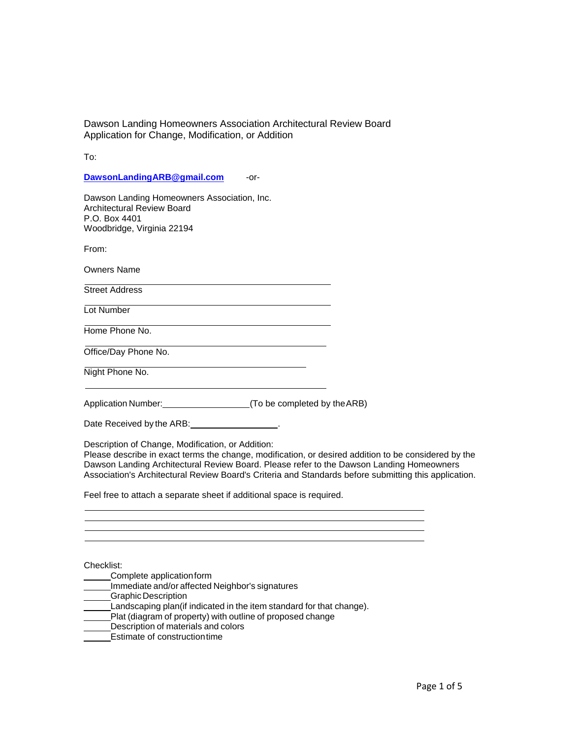Dawson Landing Homeowners Association Architectural Review Board
Application for Change, Modification, or Addition

To:

**DawsonLandingARB@gmail.com** -or-

Dawson Landing Homeowners Association, Inc.
Architectural Review Board
P.O. Box 4401
Woodbridge, Virginia 22194

From:

Owners Name ______________________________

Street Address ______________________________

Lot Number ______________________________

Home Phone No. ______________________________

Office/Day Phone No. ______________________________

Night Phone No. ______________________________

Application Number: __________________(To be completed by the ARB)

Date Received by the ARB: __________________.

Description of Change, Modification, or Addition:
Please describe in exact terms the change, modification, or desired addition to be considered by the Dawson Landing Architectural Review Board. Please refer to the Dawson Landing Homeowners Association's Architectural Review Board's Criteria and Standards before submitting this application.

Feel free to attach a separate sheet if additional space is required.

______________________________________________________________________
______________________________________________________________________
______________________________________________________________________
______________________________________________________________________

Checklist:

______Complete application form
______Immediate and/or affected Neighbor's signatures
______Graphic Description
______Landscaping plan(if indicated in the item standard for that change).
______Plat (diagram of property) with outline of proposed change
______Description of materials and colors
______Estimate of construction time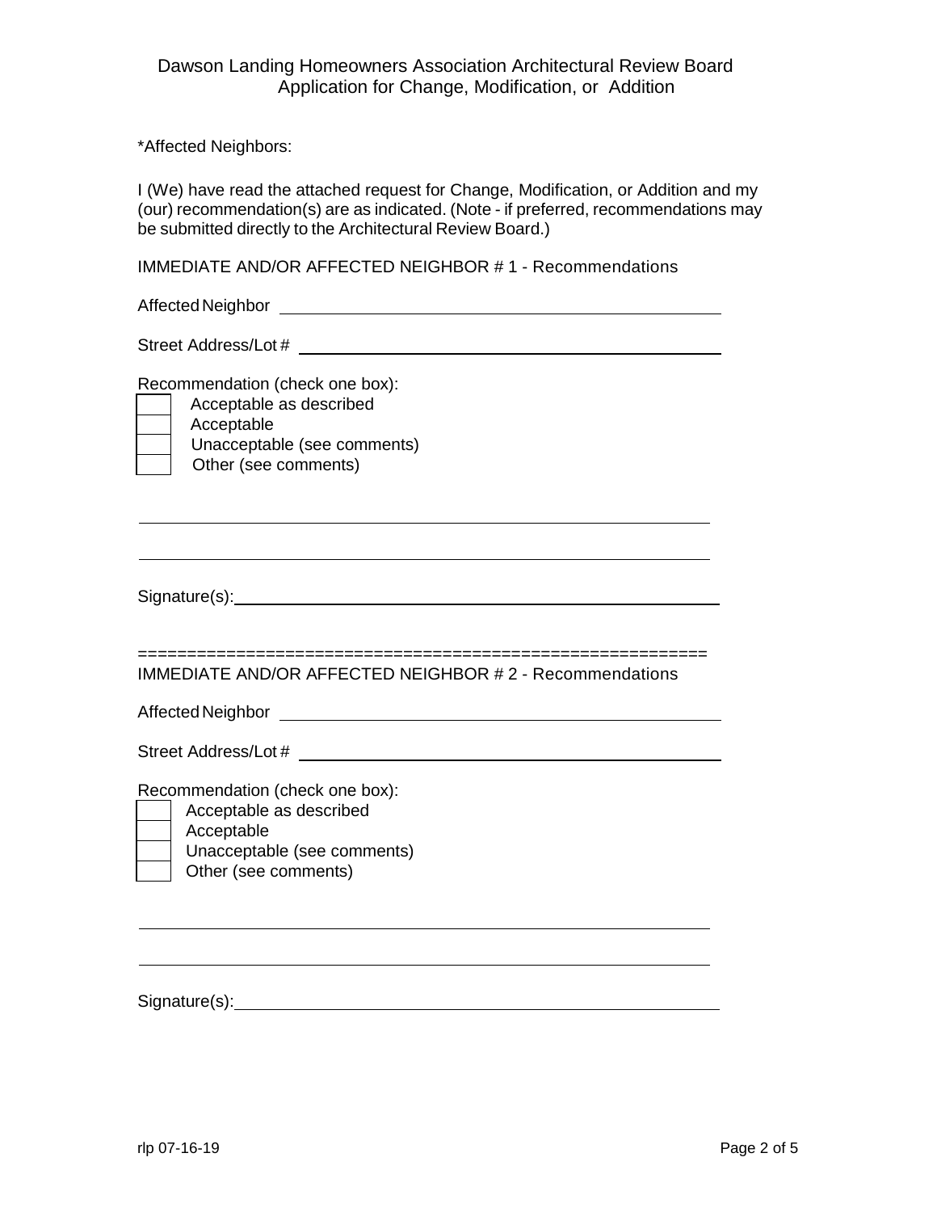Dawson Landing Homeowners Association Architectural Review Board
Application for Change, Modification, or Addition

*Affected Neighbors:

I (We) have read the attached request for Change, Modification, or Addition and my (our) recommendation(s) are as indicated. (Note - if preferred, recommendations may be submitted directly to the Architectural Review Board.)

IMMEDIATE AND/OR AFFECTED NEIGHBOR # 1 - Recommendations

Affected Neighbor ______________________________________________

Street Address/Lot # ____________________________________________

Recommendation (check one box):

- [ ] Acceptable as described
- [ ] Acceptable
- [ ] Unacceptable (see comments)
- [ ] Other (see comments)

________________________________________________________________

________________________________________________________________

Signature(s): ____________________________________________________

========================================================

IMMEDIATE AND/OR AFFECTED NEIGHBOR # 2 - Recommendations

Affected Neighbor ______________________________________________

Street Address/Lot # ____________________________________________

Recommendation (check one box):

- [ ] Acceptable as described
- [ ] Acceptable
- [ ] Unacceptable (see comments)
- [ ] Other (see comments)

________________________________________________________________

________________________________________________________________

Signature(s): ____________________________________________________

rlp 07-16-19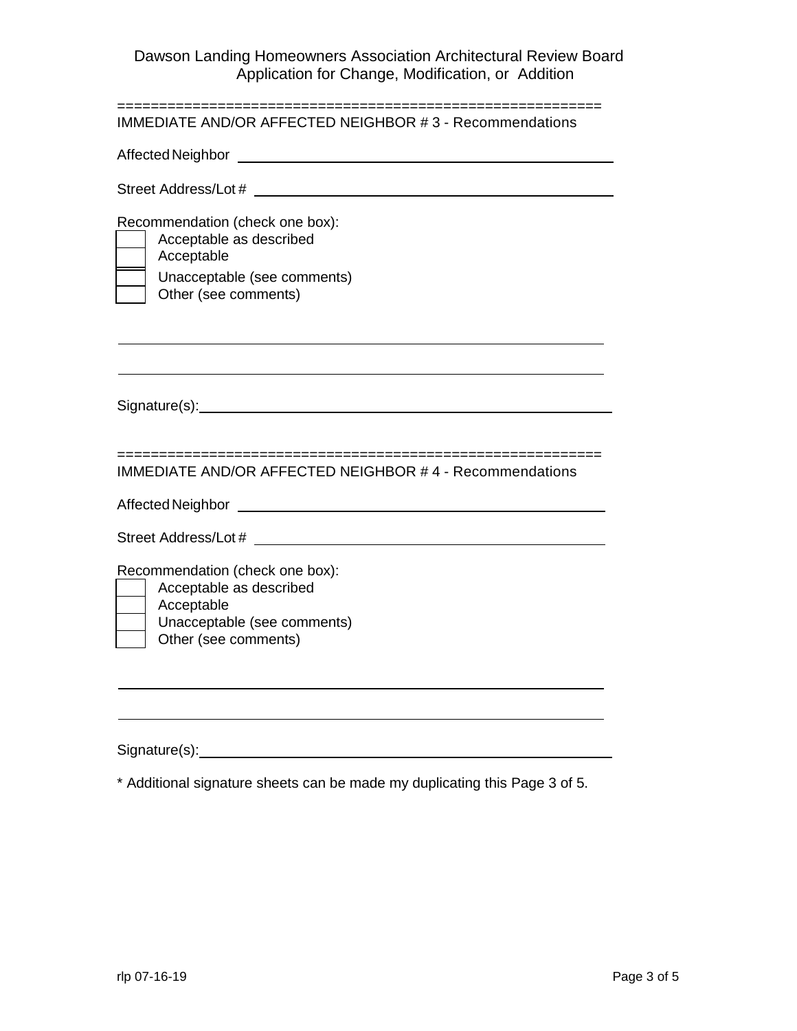Dawson Landing Homeowners Association Architectural Review Board
Application for Change, Modification, or Addition

========================================================

IMMEDIATE AND/OR AFFECTED NEIGHBOR # 3 - Recommendations

Affected Neighbor ______________________________________________

Street Address/Lot # ______________________________________________

Recommendation (check one box):

- [ ] Acceptable as described
- [ ] Acceptable
- [ ] Unacceptable (see comments)
- [ ] Other (see comments)

______________________________________________________________

______________________________________________________________

Signature(s): ______________________________________________

========================================================

IMMEDIATE AND/OR AFFECTED NEIGHBOR # 4 - Recommendations

Affected Neighbor ______________________________________________

Street Address/Lot # ______________________________________________

Recommendation (check one box):

- [ ] Acceptable as described
- [ ] Acceptable
- [ ] Unacceptable (see comments)
- [ ] Other (see comments)

______________________________________________________________

______________________________________________________________

Signature(s): ______________________________________________

* Additional signature sheets can be made my duplicating this Page 3 of 5.

rlp 07-16-19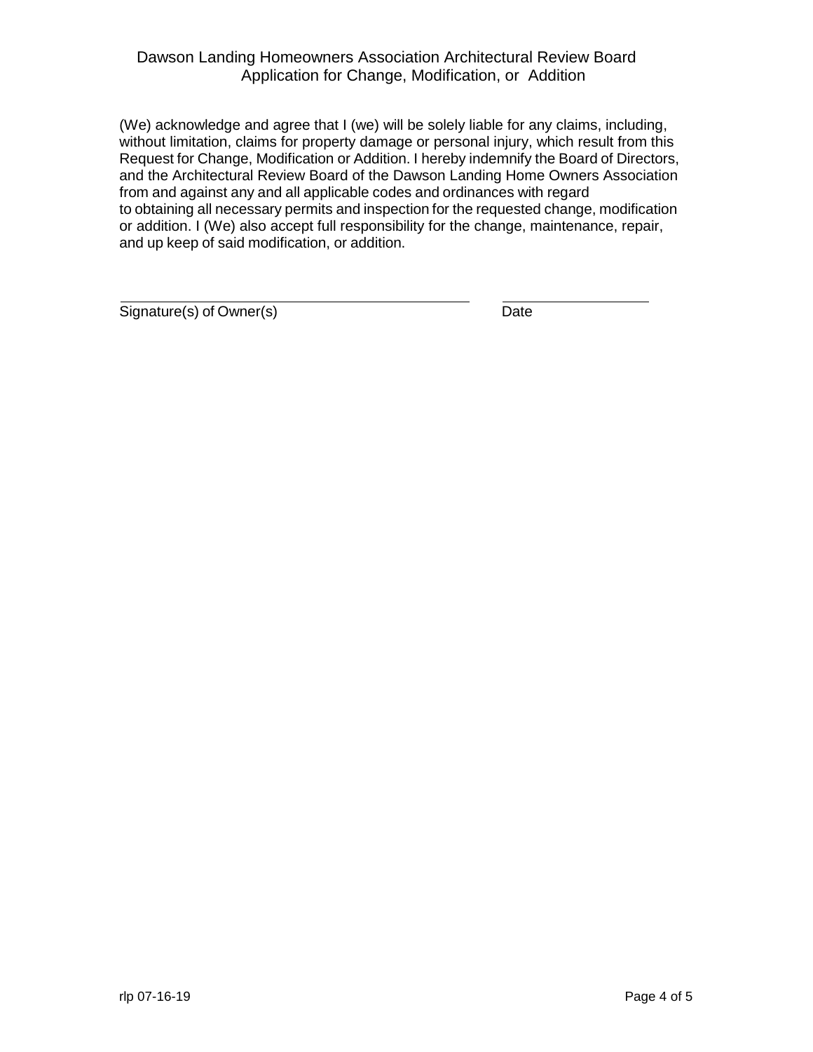Dawson Landing Homeowners Association Architectural Review Board
Application for Change, Modification, or Addition

(We) acknowledge and agree that I (we) will be solely liable for any claims, including, without limitation, claims for property damage or personal injury, which result from this Request for Change, Modification or Addition. I hereby indemnify the Board of Directors, and the Architectural Review Board of the Dawson Landing Home Owners Association from and against any and all applicable codes and ordinances with regard to obtaining all necessary permits and inspection for the requested change, modification or addition. I (We) also accept full responsibility for the change, maintenance, repair, and up keep of said modification, or addition.

\_\_\_\_\_\_\_\_\_\_\_\_\_\_\_\_\_\_\_\_\_\_\_\_\_\_\_\_\_\_\_\_\_\_\_\_\_\_\_\_ \_\_\_\_\_\_\_\_\_\_\_\_\_\_\_\_\_\_\_\_

Signature(s) of Owner(s) Date

rlp 07-16-19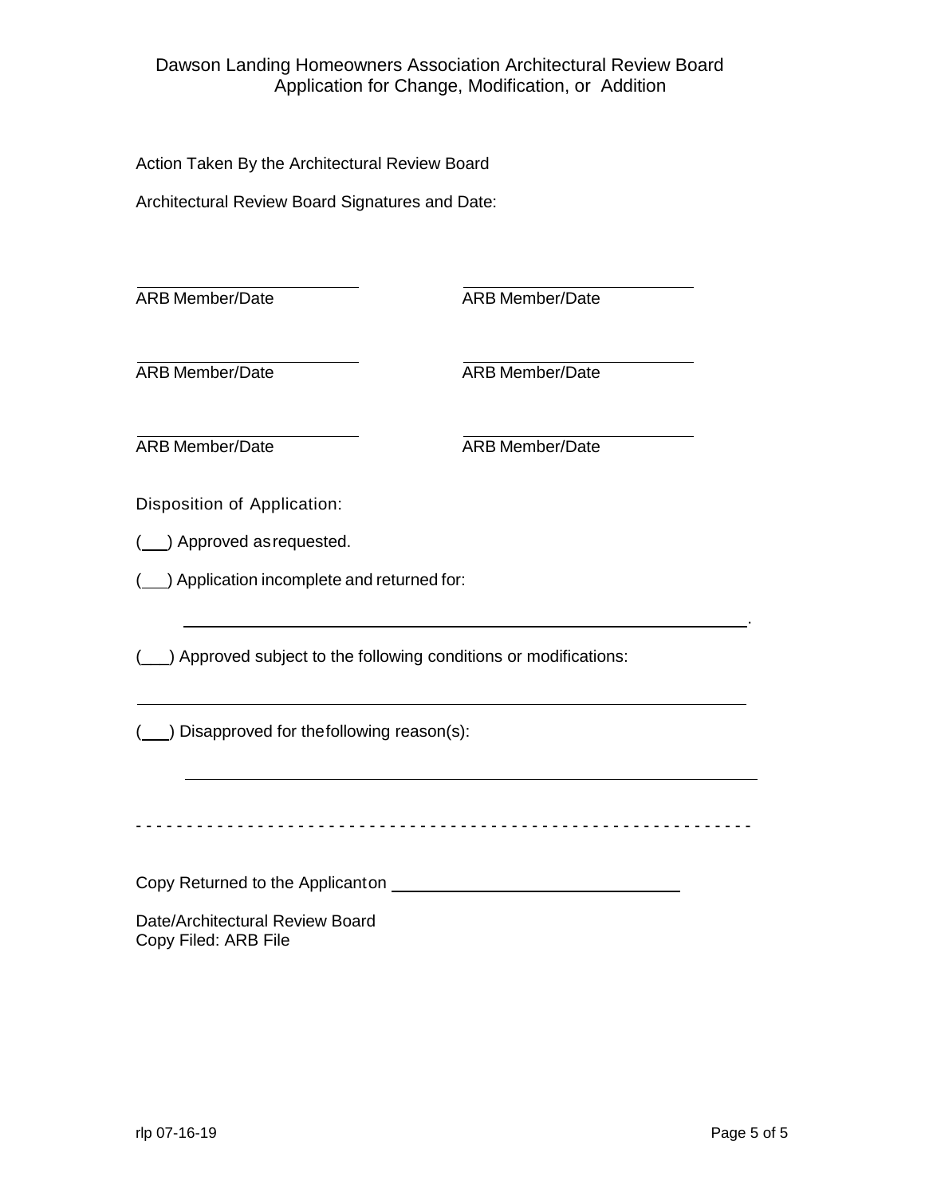Dawson Landing Homeowners Association Architectural Review Board
Application for Change, Modification, or Addition

Action Taken By the Architectural Review Board

Architectural Review Board Signatures and Date:

| | |
|---|---|
| ______________________ | ______________________ |
| ARB Member/Date | ARB Member/Date |
| ______________________ | ______________________ |
| ARB Member/Date | ARB Member/Date |
| ______________________ | ______________________ |
| ARB Member/Date | ARB Member/Date |

Disposition of Application:

(___) Approved as requested.

(___) Application incomplete and returned for:

______________________________________________________.

(___) Approved subject to the following conditions or modifications:

______________________________________________________

(___) Disapproved for the following reason(s):

______________________________________________________

- - - - - - - - - - - - - - - - - - - - - - - - - - - - - - - - - - - - - - - - - - - - - - - - - - - - - - - - - - - -

Copy Returned to the Applicant on ____________________________

Date/Architectural Review Board
Copy Filed: ARB File

rlp 07-16-19